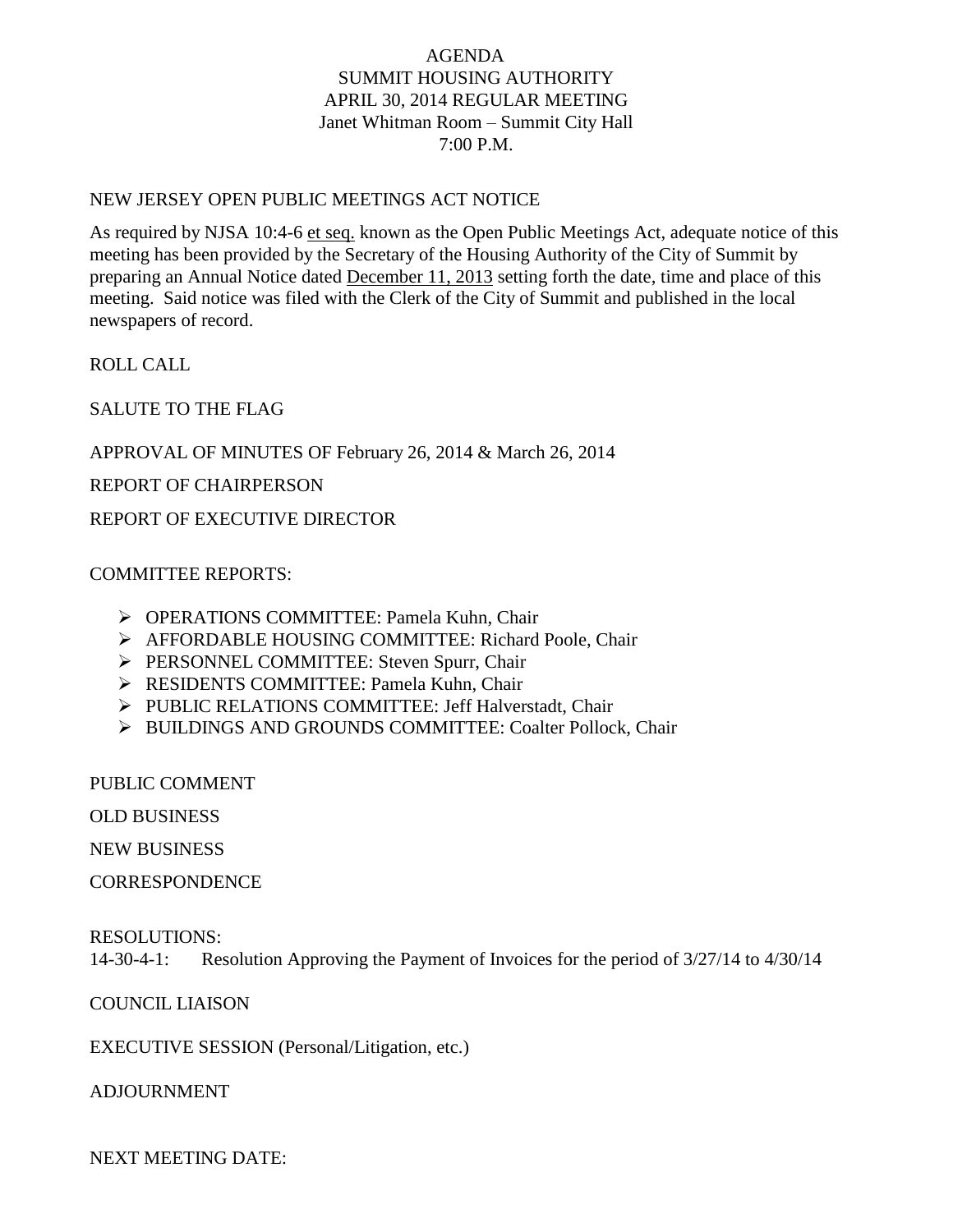# AGENDA
## SUMMIT HOUSING AUTHORITY
## APRIL 30, 2014 REGULAR MEETING
Janet Whitman Room – Summit City Hall

7:00 P.M.

NEW JERSEY OPEN PUBLIC MEETINGS ACT NOTICE

As required by NJSA 10:4-6 et seq. known as the Open Public Meetings Act, adequate notice of this meeting has been provided by the Secretary of the Housing Authority of the City of Summit by preparing an Annual Notice dated December 11, 2013 setting forth the date, time and place of this meeting. Said notice was filed with the Clerk of the City of Summit and published in the local newspapers of record.

ROLL CALL

SALUTE TO THE FLAG

APPROVAL OF MINUTES OF February 26, 2014 & March 26, 2014

REPORT OF CHAIRPERSON

REPORT OF EXECUTIVE DIRECTOR

COMMITTEE REPORTS:

- OPERATIONS COMMITTEE: Pamela Kuhn, Chair
- AFFORDABLE HOUSING COMMITTEE: Richard Poole, Chair
- PERSONNEL COMMITTEE: Steven Spurr, Chair
- RESIDENTS COMMITTEE: Pamela Kuhn, Chair
- PUBLIC RELATIONS COMMITTEE: Jeff Halverstadt, Chair
- BUILDINGS AND GROUNDS COMMITTEE: Coalter Pollock, Chair

PUBLIC COMMENT

OLD BUSINESS

NEW BUSINESS

CORRESPONDENCE

RESOLUTIONS:

14-30-4-1: Resolution Approving the Payment of Invoices for the period of 3/27/14 to 4/30/14

COUNCIL LIAISON

EXECUTIVE SESSION (Personal/Litigation, etc.)

ADJOURNMENT

NEXT MEETING DATE: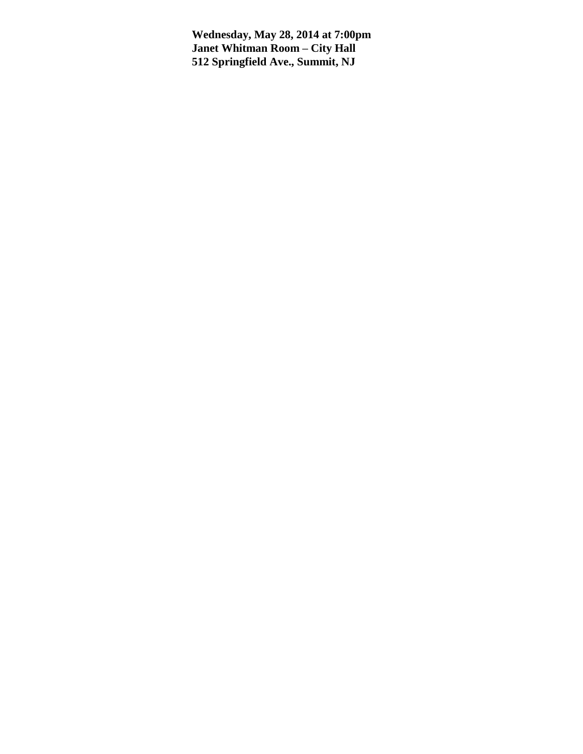**Wednesday, May 28, 2014 at 7:00pm**
**Janet Whitman Room – City Hall**
**512 Springfield Ave., Summit, NJ**